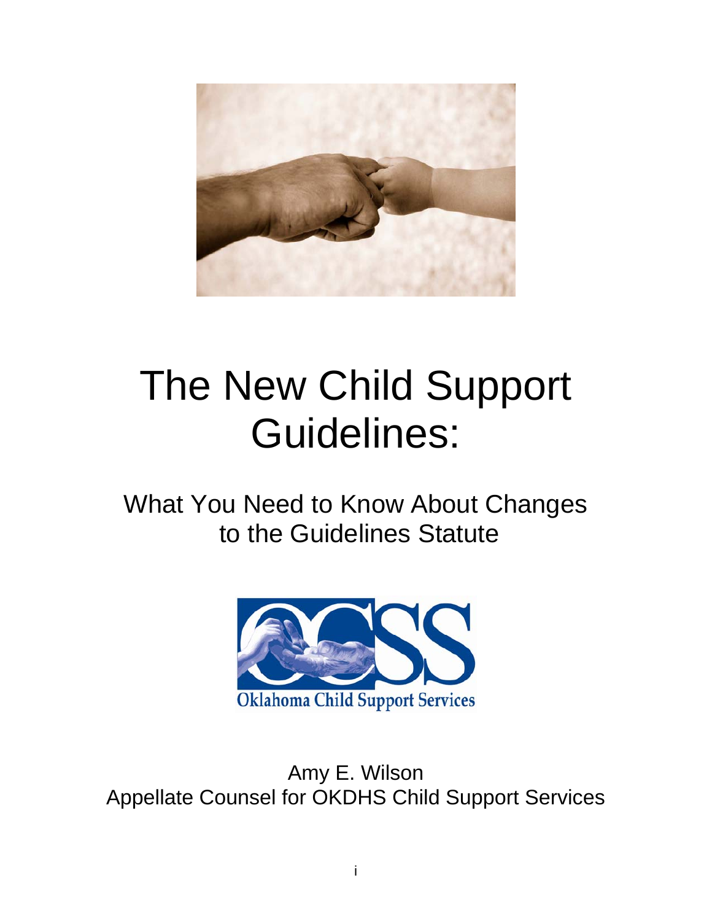# The New Child Support Guidelines:

## What You Need to Know About Changes to the Guidelines Statute

Oklahoma Child Support Services

Amy E. Wilson
Appellate Counsel for OKDHS Child Support Services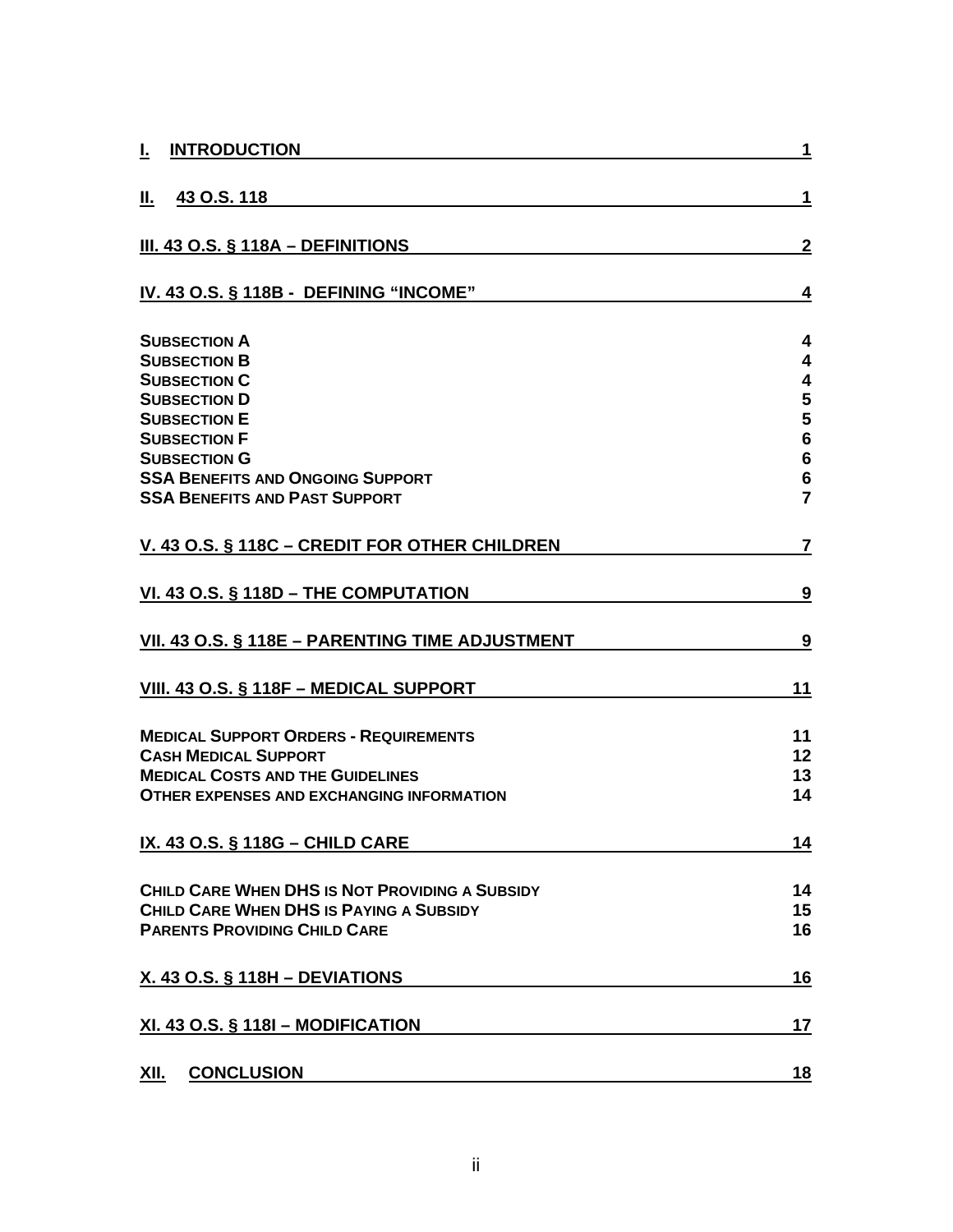| | |
|---|---|
| **I. INTRODUCTION** | **1** |
| **II. 43 O.S. 118** | **1** |
| **III. 43 O.S. § 118A – DEFINITIONS** | **2** |
| **IV. 43 O.S. § 118B - DEFINING "INCOME"** | **4** |
| **SUBSECTION A** | **4** |
| **SUBSECTION B** | **4** |
| **SUBSECTION C** | **4** |
| **SUBSECTION D** | **5** |
| **SUBSECTION E** | **5** |
| **SUBSECTION F** | **6** |
| **SUBSECTION G** | **6** |
| **SSA BENEFITS AND ONGOING SUPPORT** | **6** |
| **SSA BENEFITS AND PAST SUPPORT** | **7** |
| **V. 43 O.S. § 118C – CREDIT FOR OTHER CHILDREN** | **7** |
| **VI. 43 O.S. § 118D – THE COMPUTATION** | **9** |
| **VII. 43 O.S. § 118E – PARENTING TIME ADJUSTMENT** | **9** |
| **VIII. 43 O.S. § 118F – MEDICAL SUPPORT** | **11** |
| **MEDICAL SUPPORT ORDERS - REQUIREMENTS** | **11** |
| **CASH MEDICAL SUPPORT** | **12** |
| **MEDICAL COSTS AND THE GUIDELINES** | **13** |
| **OTHER EXPENSES AND EXCHANGING INFORMATION** | **14** |
| **IX. 43 O.S. § 118G – CHILD CARE** | **14** |
| **CHILD CARE WHEN DHS IS NOT PROVIDING A SUBSIDY** | **14** |
| **CHILD CARE WHEN DHS IS PAYING A SUBSIDY** | **15** |
| **PARENTS PROVIDING CHILD CARE** | **16** |
| **X. 43 O.S. § 118H – DEVIATIONS** | **16** |
| **XI. 43 O.S. § 118I – MODIFICATION** | **17** |
| **XII. CONCLUSION** | **18** |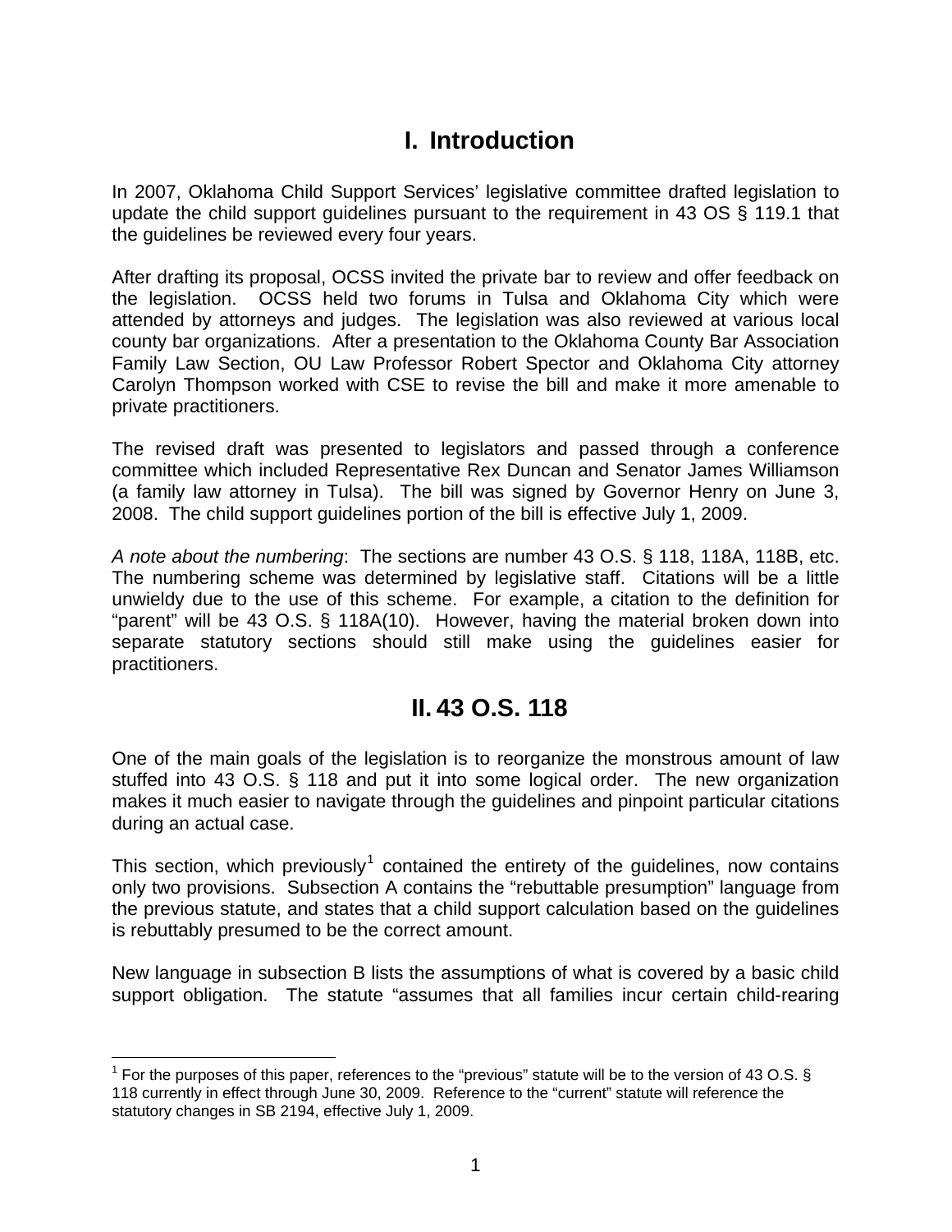# I. Introduction

In 2007, Oklahoma Child Support Services' legislative committee drafted legislation to update the child support guidelines pursuant to the requirement in 43 OS § 119.1 that the guidelines be reviewed every four years.

After drafting its proposal, OCSS invited the private bar to review and offer feedback on the legislation. OCSS held two forums in Tulsa and Oklahoma City which were attended by attorneys and judges. The legislation was also reviewed at various local county bar organizations. After a presentation to the Oklahoma County Bar Association Family Law Section, OU Law Professor Robert Spector and Oklahoma City attorney Carolyn Thompson worked with CSE to revise the bill and make it more amenable to private practitioners.

The revised draft was presented to legislators and passed through a conference committee which included Representative Rex Duncan and Senator James Williamson (a family law attorney in Tulsa). The bill was signed by Governor Henry on June 3, 2008. The child support guidelines portion of the bill is effective July 1, 2009.

*A note about the numbering*: The sections are number 43 O.S. § 118, 118A, 118B, etc. The numbering scheme was determined by legislative staff. Citations will be a little unwieldy due to the use of this scheme. For example, a citation to the definition for "parent" will be 43 O.S. § 118A(10). However, having the material broken down into separate statutory sections should still make using the guidelines easier for practitioners.

# II. 43 O.S. 118

One of the main goals of the legislation is to reorganize the monstrous amount of law stuffed into 43 O.S. § 118 and put it into some logical order. The new organization makes it much easier to navigate through the guidelines and pinpoint particular citations during an actual case.

This section, which previously[1] contained the entirety of the guidelines, now contains only two provisions. Subsection A contains the "rebuttable presumption" language from the previous statute, and states that a child support calculation based on the guidelines is rebuttably presumed to be the correct amount.

New language in subsection B lists the assumptions of what is covered by a basic child support obligation. The statute "assumes that all families incur certain child-rearing

[1] For the purposes of this paper, references to the "previous" statute will be to the version of 43 O.S. § 118 currently in effect through June 30, 2009. Reference to the "current" statute will reference the statutory changes in SB 2194, effective July 1, 2009.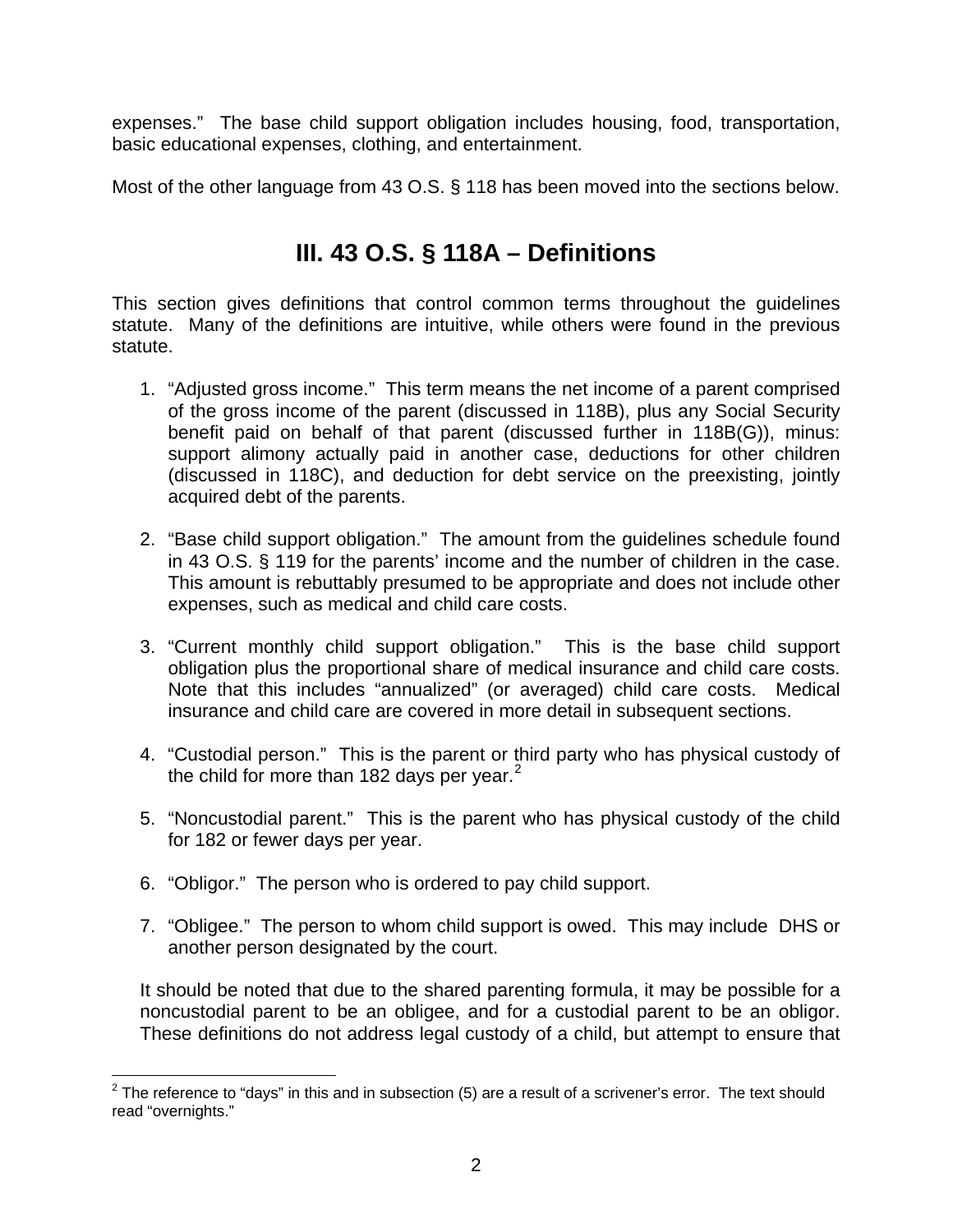expenses." The base child support obligation includes housing, food, transportation, basic educational expenses, clothing, and entertainment.

Most of the other language from 43 O.S. § 118 has been moved into the sections below.

## III. 43 O.S. § 118A – Definitions

This section gives definitions that control common terms throughout the guidelines statute. Many of the definitions are intuitive, while others were found in the previous statute.

1. "Adjusted gross income." This term means the net income of a parent comprised of the gross income of the parent (discussed in 118B), plus any Social Security benefit paid on behalf of that parent (discussed further in 118B(G)), minus: support alimony actually paid in another case, deductions for other children (discussed in 118C), and deduction for debt service on the preexisting, jointly acquired debt of the parents.

2. "Base child support obligation." The amount from the guidelines schedule found in 43 O.S. § 119 for the parents' income and the number of children in the case. This amount is rebuttably presumed to be appropriate and does not include other expenses, such as medical and child care costs.

3. "Current monthly child support obligation." This is the base child support obligation plus the proportional share of medical insurance and child care costs. Note that this includes "annualized" (or averaged) child care costs. Medical insurance and child care are covered in more detail in subsequent sections.

4. "Custodial person." This is the parent or third party who has physical custody of the child for more than 182 days per year.[2]

5. "Noncustodial parent." This is the parent who has physical custody of the child for 182 or fewer days per year.

6. "Obligor." The person who is ordered to pay child support.

7. "Obligee." The person to whom child support is owed. This may include DHS or another person designated by the court.

It should be noted that due to the shared parenting formula, it may be possible for a noncustodial parent to be an obligee, and for a custodial parent to be an obligor. These definitions do not address legal custody of a child, but attempt to ensure that

[2] The reference to "days" in this and in subsection (5) are a result of a scrivener's error. The text should read "overnights."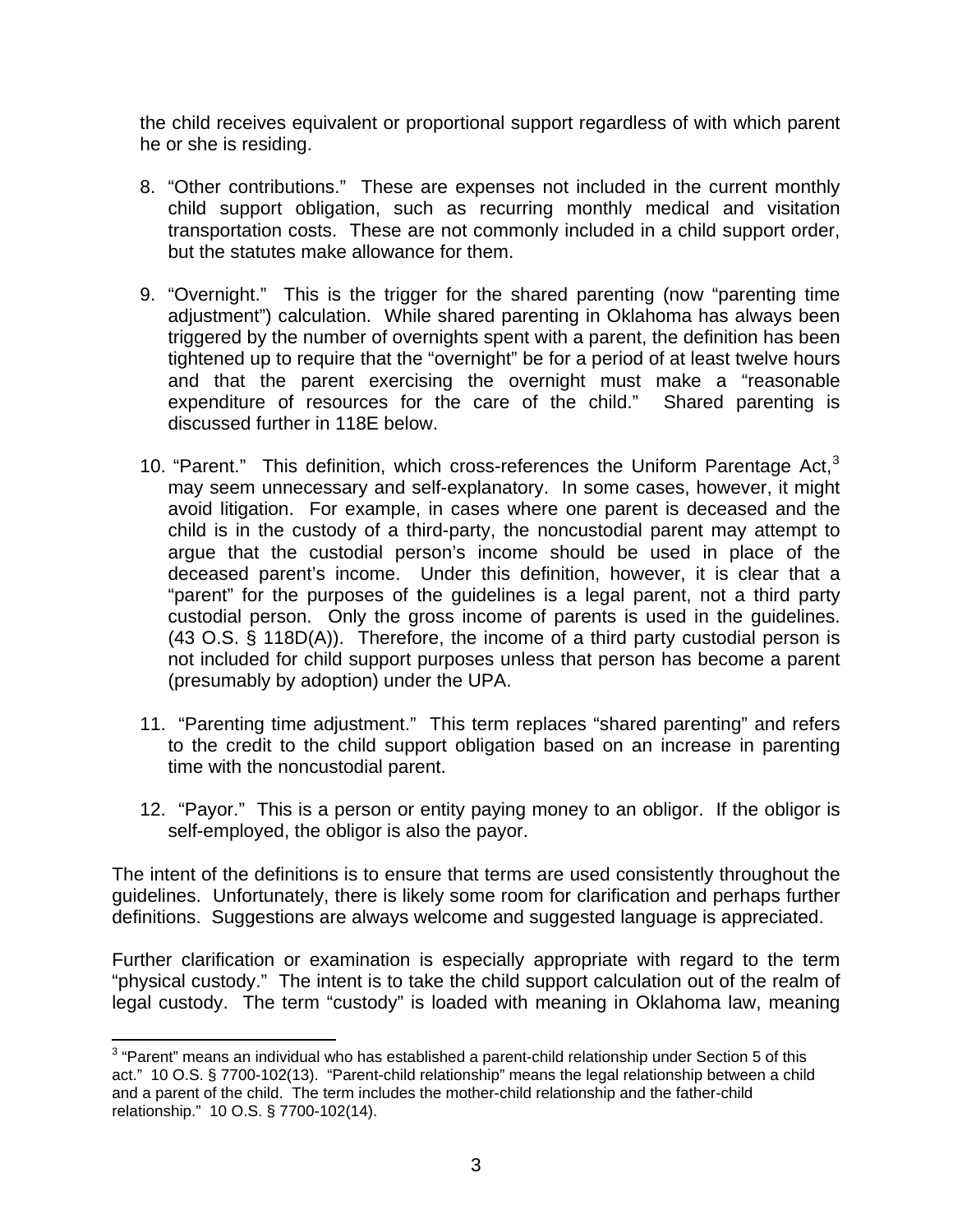the child receives equivalent or proportional support regardless of with which parent he or she is residing.

8. "Other contributions." These are expenses not included in the current monthly child support obligation, such as recurring monthly medical and visitation transportation costs. These are not commonly included in a child support order, but the statutes make allowance for them.

9. "Overnight." This is the trigger for the shared parenting (now "parenting time adjustment") calculation. While shared parenting in Oklahoma has always been triggered by the number of overnights spent with a parent, the definition has been tightened up to require that the "overnight" be for a period of at least twelve hours and that the parent exercising the overnight must make a "reasonable expenditure of resources for the care of the child." Shared parenting is discussed further in 118E below.

10. "Parent." This definition, which cross-references the Uniform Parentage Act,[3] may seem unnecessary and self-explanatory. In some cases, however, it might avoid litigation. For example, in cases where one parent is deceased and the child is in the custody of a third-party, the noncustodial parent may attempt to argue that the custodial person's income should be used in place of the deceased parent's income. Under this definition, however, it is clear that a "parent" for the purposes of the guidelines is a legal parent, not a third party custodial person. Only the gross income of parents is used in the guidelines. (43 O.S. § 118D(A)). Therefore, the income of a third party custodial person is not included for child support purposes unless that person has become a parent (presumably by adoption) under the UPA.

11. "Parenting time adjustment." This term replaces "shared parenting" and refers to the credit to the child support obligation based on an increase in parenting time with the noncustodial parent.

12. "Payor." This is a person or entity paying money to an obligor. If the obligor is self-employed, the obligor is also the payor.

The intent of the definitions is to ensure that terms are used consistently throughout the guidelines. Unfortunately, there is likely some room for clarification and perhaps further definitions. Suggestions are always welcome and suggested language is appreciated.

Further clarification or examination is especially appropriate with regard to the term "physical custody." The intent is to take the child support calculation out of the realm of legal custody. The term "custody" is loaded with meaning in Oklahoma law, meaning

[3] "Parent" means an individual who has established a parent-child relationship under Section 5 of this act." 10 O.S. § 7700-102(13). "Parent-child relationship" means the legal relationship between a child and a parent of the child. The term includes the mother-child relationship and the father-child relationship." 10 O.S. § 7700-102(14).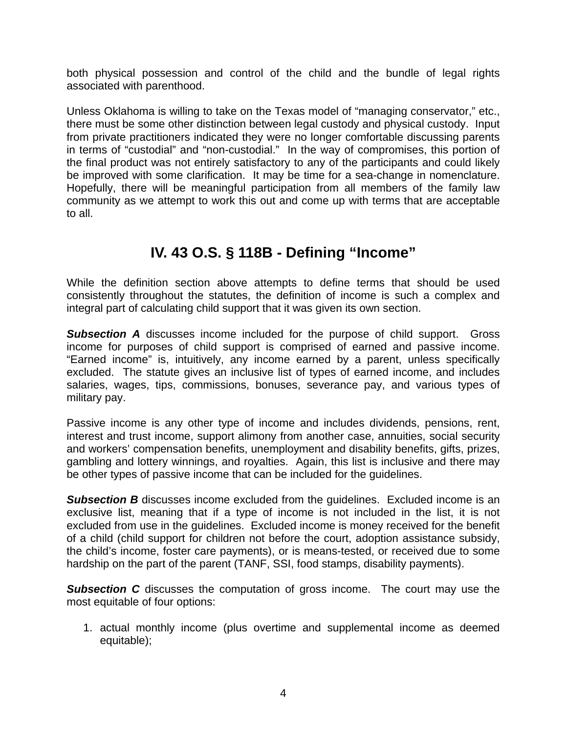both physical possession and control of the child and the bundle of legal rights associated with parenthood.

Unless Oklahoma is willing to take on the Texas model of “managing conservator,” etc., there must be some other distinction between legal custody and physical custody. Input from private practitioners indicated they were no longer comfortable discussing parents in terms of “custodial” and “non-custodial.” In the way of compromises, this portion of the final product was not entirely satisfactory to any of the participants and could likely be improved with some clarification. It may be time for a sea-change in nomenclature. Hopefully, there will be meaningful participation from all members of the family law community as we attempt to work this out and come up with terms that are acceptable to all.

## IV. 43 O.S. § 118B - Defining “Income”

While the definition section above attempts to define terms that should be used consistently throughout the statutes, the definition of income is such a complex and integral part of calculating child support that it was given its own section.

***Subsection A*** discusses income included for the purpose of child support. Gross income for purposes of child support is comprised of earned and passive income. “Earned income” is, intuitively, any income earned by a parent, unless specifically excluded. The statute gives an inclusive list of types of earned income, and includes salaries, wages, tips, commissions, bonuses, severance pay, and various types of military pay.

Passive income is any other type of income and includes dividends, pensions, rent, interest and trust income, support alimony from another case, annuities, social security and workers’ compensation benefits, unemployment and disability benefits, gifts, prizes, gambling and lottery winnings, and royalties. Again, this list is inclusive and there may be other types of passive income that can be included for the guidelines.

***Subsection B*** discusses income excluded from the guidelines. Excluded income is an exclusive list, meaning that if a type of income is not included in the list, it is not excluded from use in the guidelines. Excluded income is money received for the benefit of a child (child support for children not before the court, adoption assistance subsidy, the child’s income, foster care payments), or is means-tested, or received due to some hardship on the part of the parent (TANF, SSI, food stamps, disability payments).

***Subsection C*** discusses the computation of gross income. The court may use the most equitable of four options:

1. actual monthly income (plus overtime and supplemental income as deemed equitable);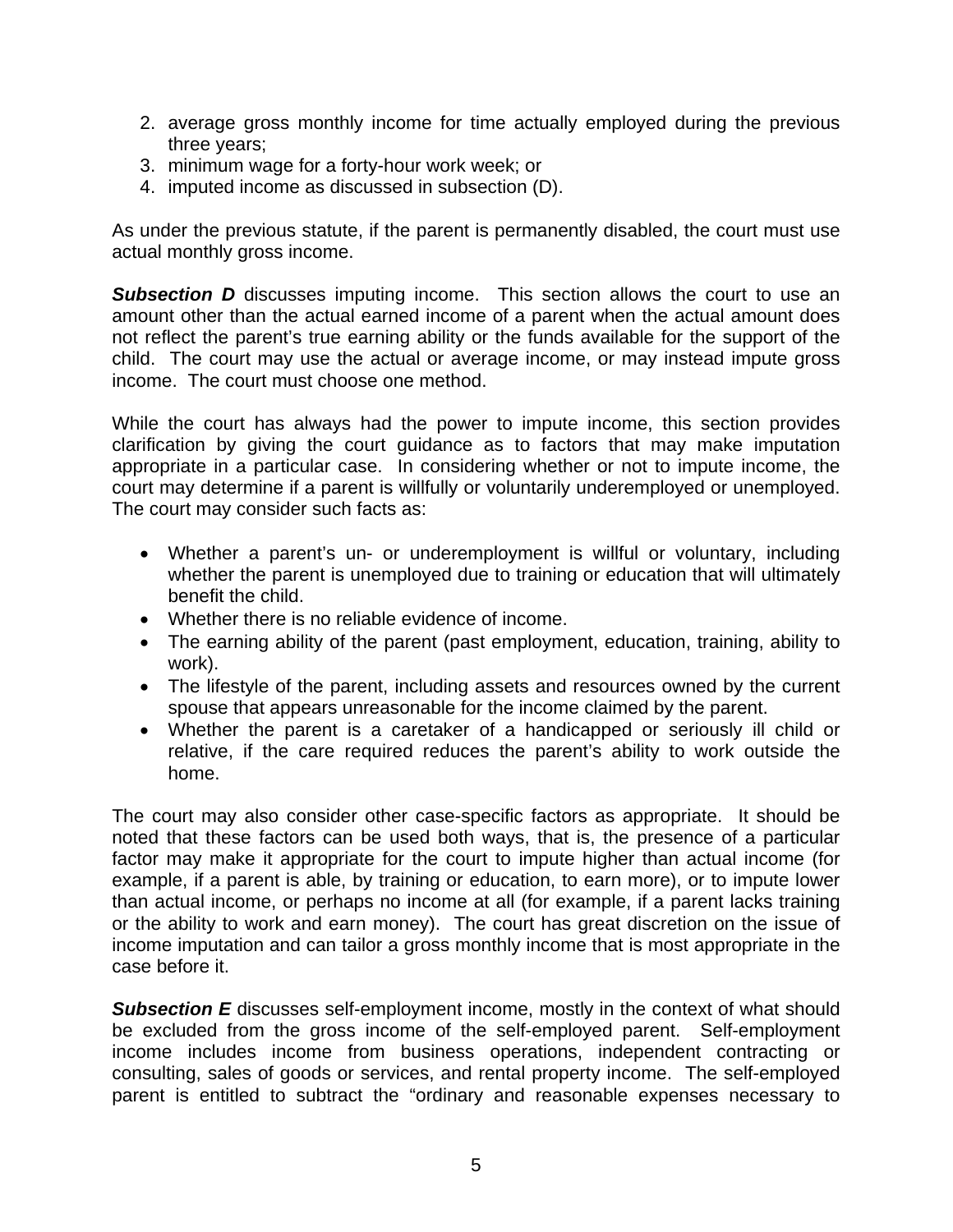2. average gross monthly income for time actually employed during the previous three years;
3. minimum wage for a forty-hour work week; or
4. imputed income as discussed in subsection (D).

As under the previous statute, if the parent is permanently disabled, the court must use actual monthly gross income.

***Subsection D*** discusses imputing income. This section allows the court to use an amount other than the actual earned income of a parent when the actual amount does not reflect the parent's true earning ability or the funds available for the support of the child. The court may use the actual or average income, or may instead impute gross income. The court must choose one method.

While the court has always had the power to impute income, this section provides clarification by giving the court guidance as to factors that may make imputation appropriate in a particular case. In considering whether or not to impute income, the court may determine if a parent is willfully or voluntarily underemployed or unemployed. The court may consider such facts as:

- Whether a parent's un- or underemployment is willful or voluntary, including whether the parent is unemployed due to training or education that will ultimately benefit the child.
- Whether there is no reliable evidence of income.
- The earning ability of the parent (past employment, education, training, ability to work).
- The lifestyle of the parent, including assets and resources owned by the current spouse that appears unreasonable for the income claimed by the parent.
- Whether the parent is a caretaker of a handicapped or seriously ill child or relative, if the care required reduces the parent's ability to work outside the home.

The court may also consider other case-specific factors as appropriate. It should be noted that these factors can be used both ways, that is, the presence of a particular factor may make it appropriate for the court to impute higher than actual income (for example, if a parent is able, by training or education, to earn more), or to impute lower than actual income, or perhaps no income at all (for example, if a parent lacks training or the ability to work and earn money). The court has great discretion on the issue of income imputation and can tailor a gross monthly income that is most appropriate in the case before it.

***Subsection E*** discusses self-employment income, mostly in the context of what should be excluded from the gross income of the self-employed parent. Self-employment income includes income from business operations, independent contracting or consulting, sales of goods or services, and rental property income. The self-employed parent is entitled to subtract the "ordinary and reasonable expenses necessary to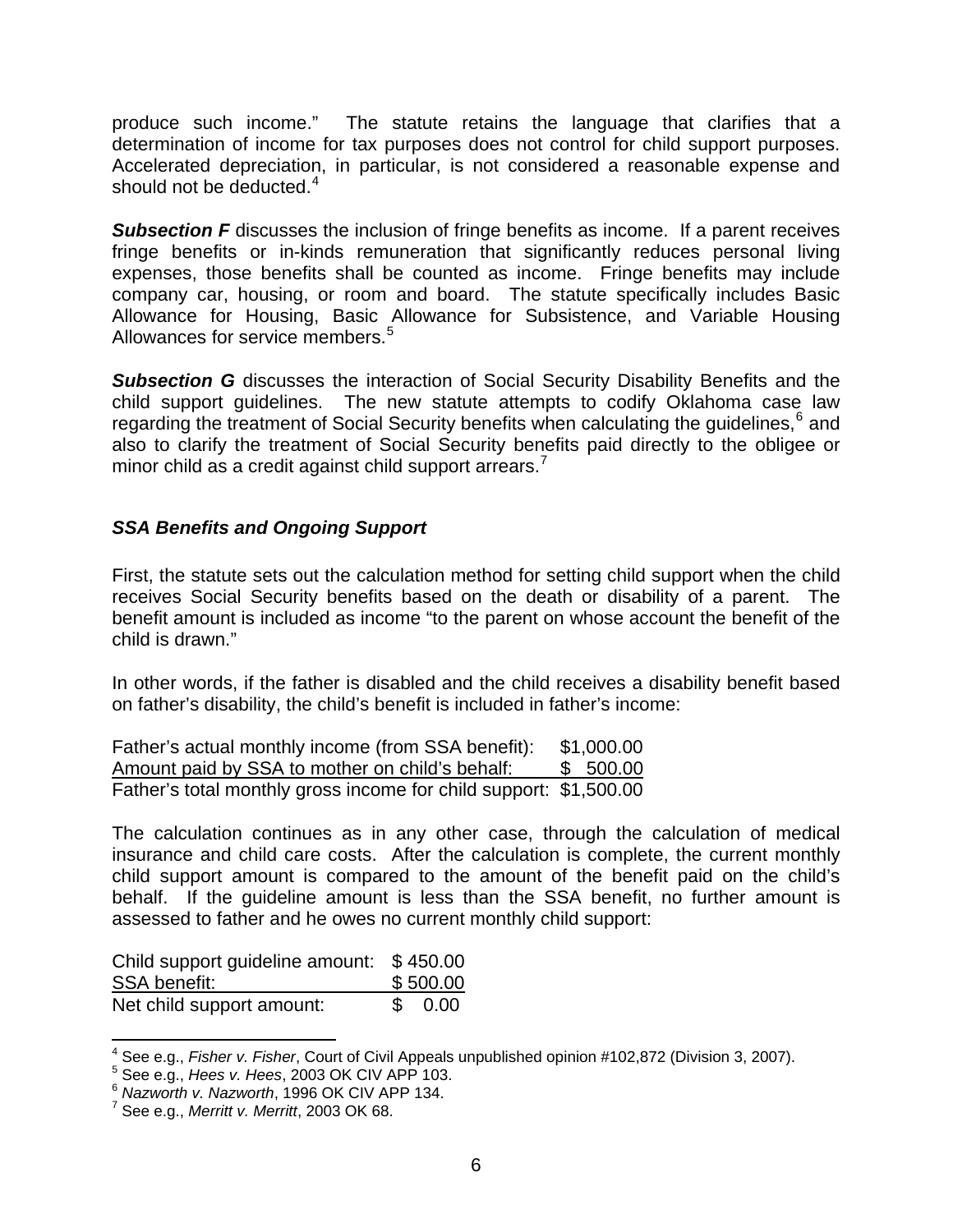produce such income." The statute retains the language that clarifies that a determination of income for tax purposes does not control for child support purposes. Accelerated depreciation, in particular, is not considered a reasonable expense and should not be deducted.[4]

***Subsection F*** discusses the inclusion of fringe benefits as income. If a parent receives fringe benefits or in-kinds remuneration that significantly reduces personal living expenses, those benefits shall be counted as income. Fringe benefits may include company car, housing, or room and board. The statute specifically includes Basic Allowance for Housing, Basic Allowance for Subsistence, and Variable Housing Allowances for service members.[5]

***Subsection G*** discusses the interaction of Social Security Disability Benefits and the child support guidelines. The new statute attempts to codify Oklahoma case law regarding the treatment of Social Security benefits when calculating the guidelines,[6] and also to clarify the treatment of Social Security benefits paid directly to the obligee or minor child as a credit against child support arrears.[7]

### *SSA Benefits and Ongoing Support*

First, the statute sets out the calculation method for setting child support when the child receives Social Security benefits based on the death or disability of a parent. The benefit amount is included as income "to the parent on whose account the benefit of the child is drawn."

In other words, if the father is disabled and the child receives a disability benefit based on father's disability, the child's benefit is included in father's income:

| | |
|---|---|
| Father's actual monthly income (from SSA benefit): | $1,000.00 |
| Amount paid by SSA to mother on child's behalf: | $ 500.00 |
| Father's total monthly gross income for child support: | $1,500.00 |

The calculation continues as in any other case, through the calculation of medical insurance and child care costs. After the calculation is complete, the current monthly child support amount is compared to the amount of the benefit paid on the child's behalf. If the guideline amount is less than the SSA benefit, no further amount is assessed to father and he owes no current monthly child support:

| | |
|---|---|
| Child support guideline amount: | $ 450.00 |
| SSA benefit: | $ 500.00 |
| Net child support amount: | $ 0.00 |

---

[4] See e.g., *Fisher v. Fisher*, Court of Civil Appeals unpublished opinion #102,872 (Division 3, 2007).

[5] See e.g., *Hees v. Hees*, 2003 OK CIV APP 103.

[6] *Nazworth v. Nazworth*, 1996 OK CIV APP 134.

[7] See e.g., *Merritt v. Merritt*, 2003 OK 68.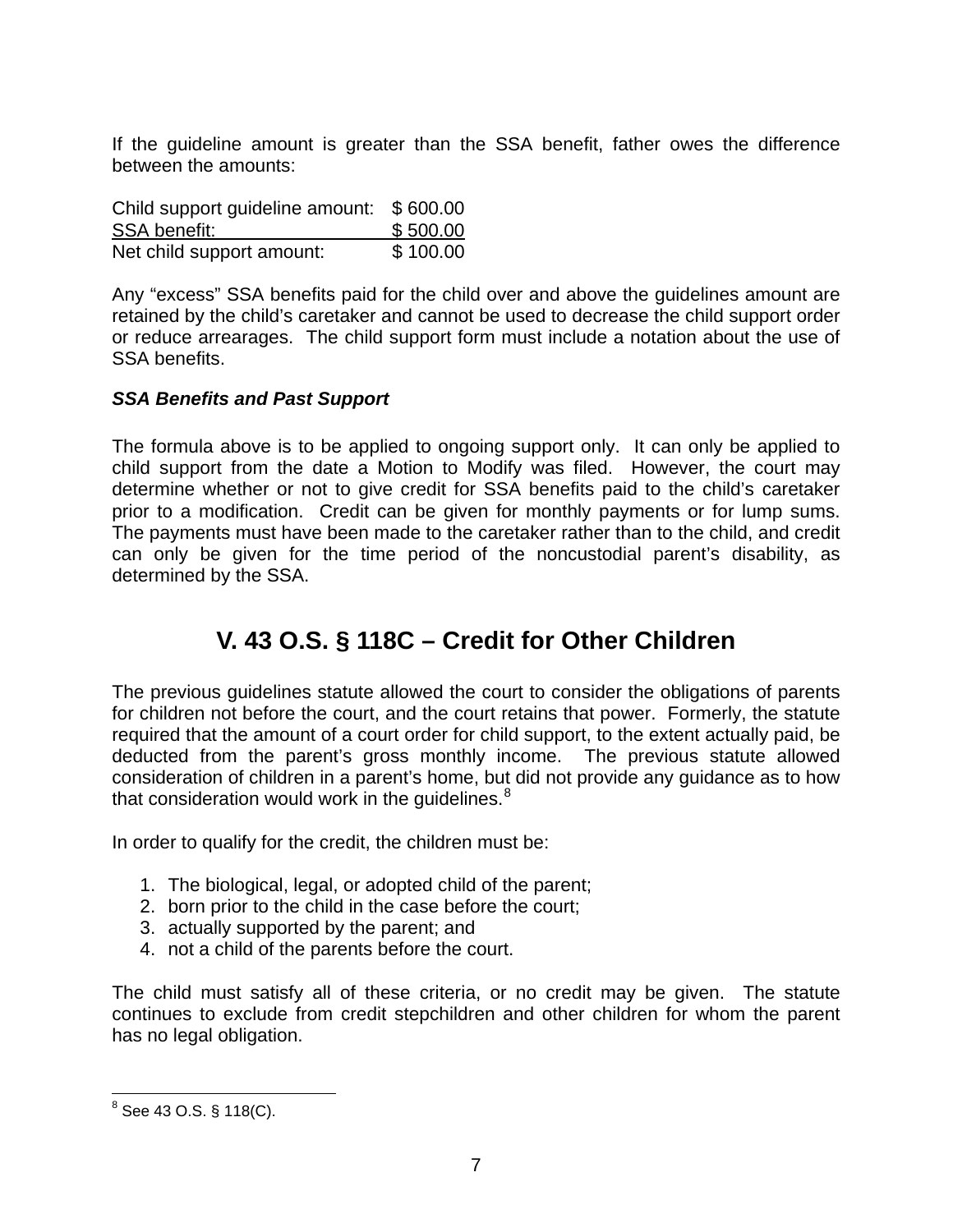If the guideline amount is greater than the SSA benefit, father owes the difference between the amounts:

| | |
|---|---|
| Child support guideline amount: | $ 600.00 |
| SSA benefit: | $ 500.00 |
| Net child support amount: | $ 100.00 |

Any "excess" SSA benefits paid for the child over and above the guidelines amount are retained by the child's caretaker and cannot be used to decrease the child support order or reduce arrearages. The child support form must include a notation about the use of SSA benefits.

***SSA Benefits and Past Support***

The formula above is to be applied to ongoing support only. It can only be applied to child support from the date a Motion to Modify was filed. However, the court may determine whether or not to give credit for SSA benefits paid to the child's caretaker prior to a modification. Credit can be given for monthly payments or for lump sums. The payments must have been made to the caretaker rather than to the child, and credit can only be given for the time period of the noncustodial parent's disability, as determined by the SSA.

## V. 43 O.S. § 118C – Credit for Other Children

The previous guidelines statute allowed the court to consider the obligations of parents for children not before the court, and the court retains that power. Formerly, the statute required that the amount of a court order for child support, to the extent actually paid, be deducted from the parent's gross monthly income. The previous statute allowed consideration of children in a parent's home, but did not provide any guidance as to how that consideration would work in the guidelines.[8]

In order to qualify for the credit, the children must be:

1. The biological, legal, or adopted child of the parent;
2. born prior to the child in the case before the court;
3. actually supported by the parent; and
4. not a child of the parents before the court.

The child must satisfy all of these criteria, or no credit may be given. The statute continues to exclude from credit stepchildren and other children for whom the parent has no legal obligation.

---

[8] See 43 O.S. § 118(C).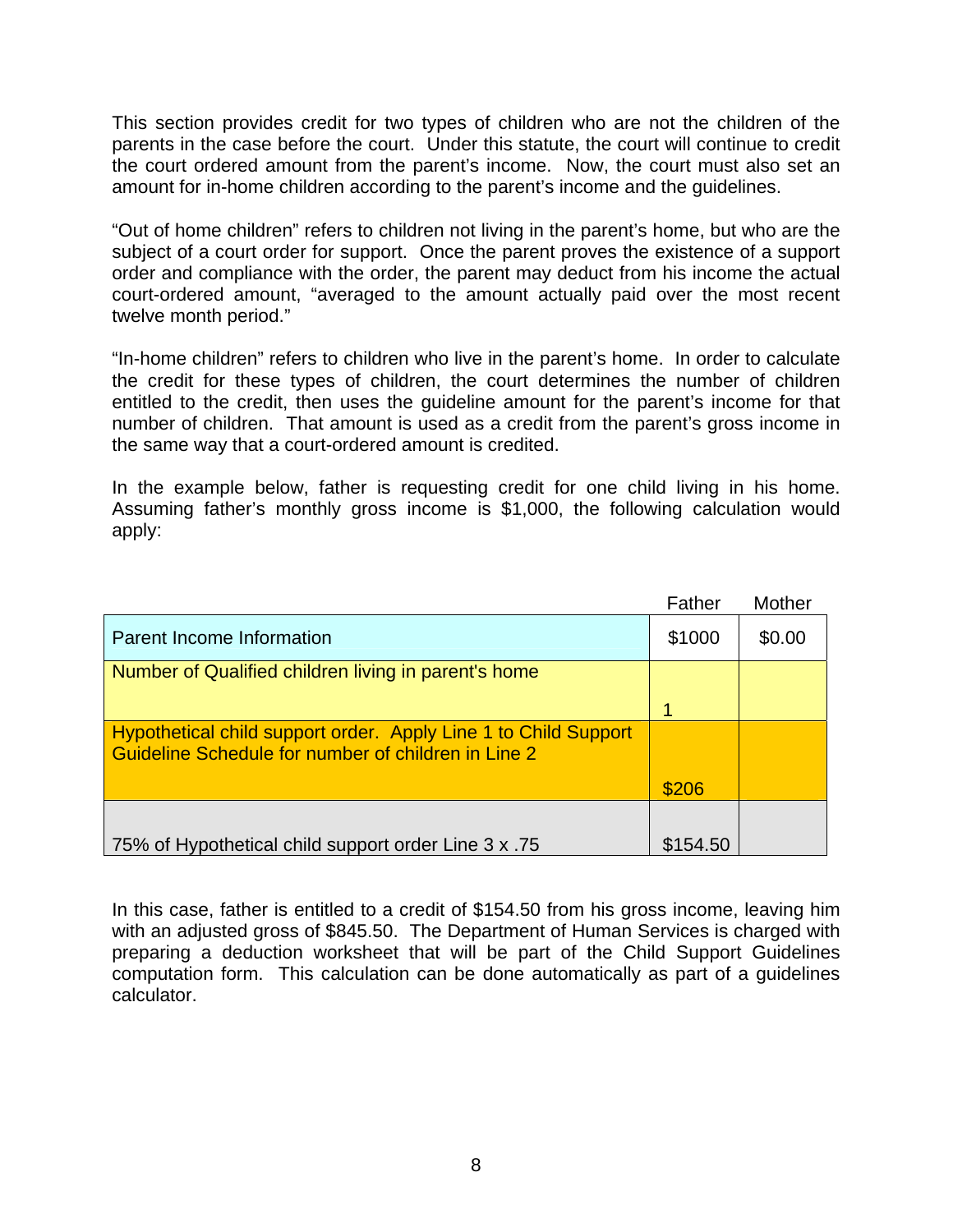This section provides credit for two types of children who are not the children of the parents in the case before the court. Under this statute, the court will continue to credit the court ordered amount from the parent's income. Now, the court must also set an amount for in-home children according to the parent's income and the guidelines.

"Out of home children" refers to children not living in the parent's home, but who are the subject of a court order for support. Once the parent proves the existence of a support order and compliance with the order, the parent may deduct from his income the actual court-ordered amount, "averaged to the amount actually paid over the most recent twelve month period."

"In-home children" refers to children who live in the parent's home. In order to calculate the credit for these types of children, the court determines the number of children entitled to the credit, then uses the guideline amount for the parent's income for that number of children. That amount is used as a credit from the parent's gross income in the same way that a court-ordered amount is credited.

In the example below, father is requesting credit for one child living in his home. Assuming father's monthly gross income is $1,000, the following calculation would apply:

| | Father | Mother |
|---|---|---|
| Parent Income Information | $1000 | $0.00 |
| Number of Qualified children living in parent's home | 1 | |
| Hypothetical child support order. Apply Line 1 to Child Support Guideline Schedule for number of children in Line 2 | $206 | |
| 75% of Hypothetical child support order Line 3 x .75 | $154.50 | |

In this case, father is entitled to a credit of $154.50 from his gross income, leaving him with an adjusted gross of $845.50. The Department of Human Services is charged with preparing a deduction worksheet that will be part of the Child Support Guidelines computation form. This calculation can be done automatically as part of a guidelines calculator.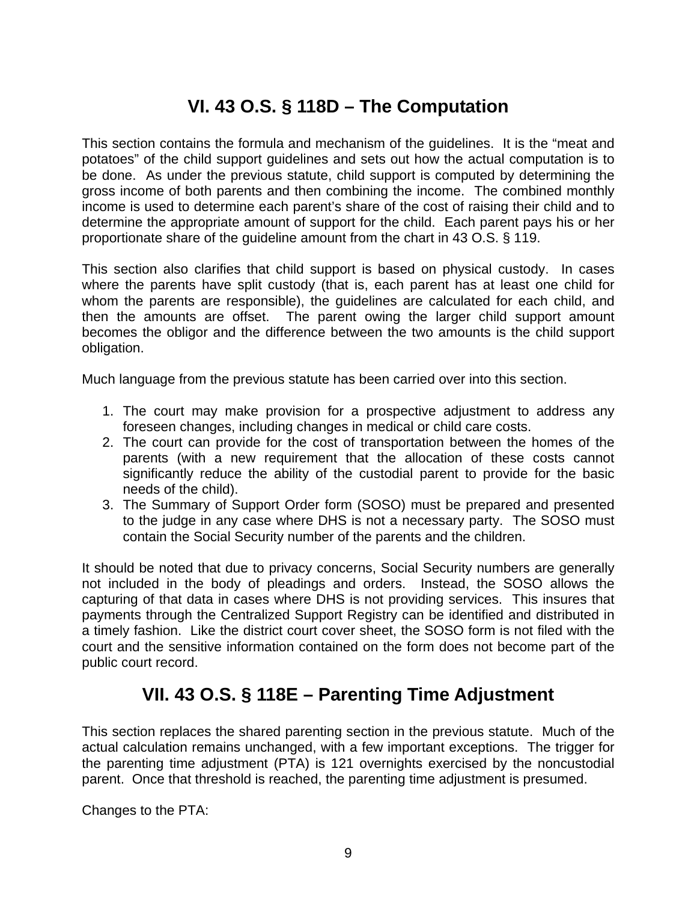## VI. 43 O.S. § 118D – The Computation

This section contains the formula and mechanism of the guidelines. It is the "meat and potatoes" of the child support guidelines and sets out how the actual computation is to be done. As under the previous statute, child support is computed by determining the gross income of both parents and then combining the income. The combined monthly income is used to determine each parent's share of the cost of raising their child and to determine the appropriate amount of support for the child. Each parent pays his or her proportionate share of the guideline amount from the chart in 43 O.S. § 119.

This section also clarifies that child support is based on physical custody. In cases where the parents have split custody (that is, each parent has at least one child for whom the parents are responsible), the guidelines are calculated for each child, and then the amounts are offset. The parent owing the larger child support amount becomes the obligor and the difference between the two amounts is the child support obligation.

Much language from the previous statute has been carried over into this section.

1. The court may make provision for a prospective adjustment to address any foreseen changes, including changes in medical or child care costs.
2. The court can provide for the cost of transportation between the homes of the parents (with a new requirement that the allocation of these costs cannot significantly reduce the ability of the custodial parent to provide for the basic needs of the child).
3. The Summary of Support Order form (SOSO) must be prepared and presented to the judge in any case where DHS is not a necessary party. The SOSO must contain the Social Security number of the parents and the children.

It should be noted that due to privacy concerns, Social Security numbers are generally not included in the body of pleadings and orders. Instead, the SOSO allows the capturing of that data in cases where DHS is not providing services. This insures that payments through the Centralized Support Registry can be identified and distributed in a timely fashion. Like the district court cover sheet, the SOSO form is not filed with the court and the sensitive information contained on the form does not become part of the public court record.

## VII. 43 O.S. § 118E – Parenting Time Adjustment

This section replaces the shared parenting section in the previous statute. Much of the actual calculation remains unchanged, with a few important exceptions. The trigger for the parenting time adjustment (PTA) is 121 overnights exercised by the noncustodial parent. Once that threshold is reached, the parenting time adjustment is presumed.

Changes to the PTA: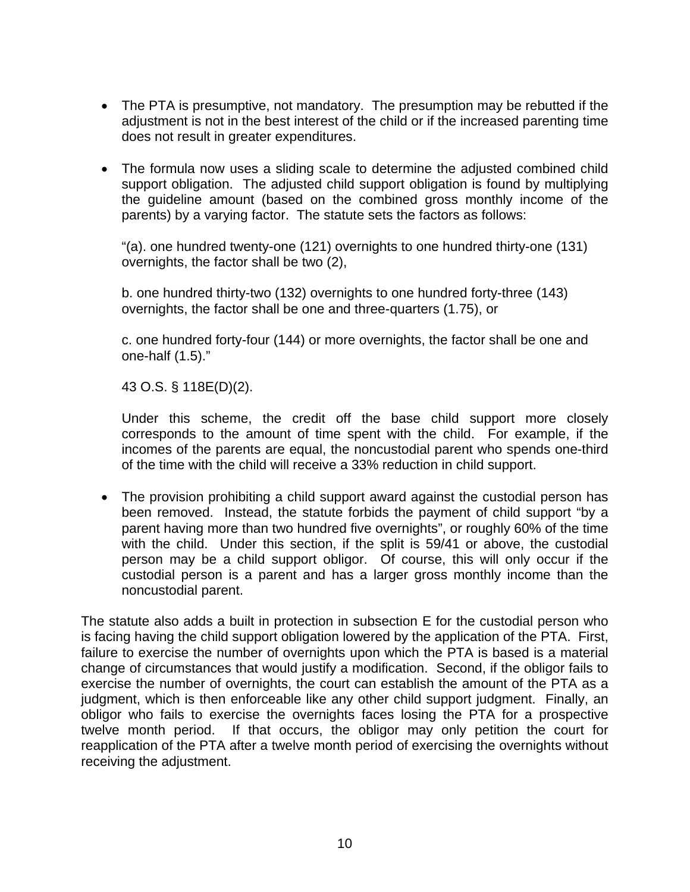- The PTA is presumptive, not mandatory. The presumption may be rebutted if the adjustment is not in the best interest of the child or if the increased parenting time does not result in greater expenditures.

- The formula now uses a sliding scale to determine the adjusted combined child support obligation. The adjusted child support obligation is found by multiplying the guideline amount (based on the combined gross monthly income of the parents) by a varying factor. The statute sets the factors as follows:

  "(a). one hundred twenty-one (121) overnights to one hundred thirty-one (131) overnights, the factor shall be two (2),

  b. one hundred thirty-two (132) overnights to one hundred forty-three (143) overnights, the factor shall be one and three-quarters (1.75), or

  c. one hundred forty-four (144) or more overnights, the factor shall be one and one-half (1.5)."

  43 O.S. § 118E(D)(2).

  Under this scheme, the credit off the base child support more closely corresponds to the amount of time spent with the child. For example, if the incomes of the parents are equal, the noncustodial parent who spends one-third of the time with the child will receive a 33% reduction in child support.

- The provision prohibiting a child support award against the custodial person has been removed. Instead, the statute forbids the payment of child support "by a parent having more than two hundred five overnights", or roughly 60% of the time with the child. Under this section, if the split is 59/41 or above, the custodial person may be a child support obligor. Of course, this will only occur if the custodial person is a parent and has a larger gross monthly income than the noncustodial parent.

The statute also adds a built in protection in subsection E for the custodial person who is facing having the child support obligation lowered by the application of the PTA. First, failure to exercise the number of overnights upon which the PTA is based is a material change of circumstances that would justify a modification. Second, if the obligor fails to exercise the number of overnights, the court can establish the amount of the PTA as a judgment, which is then enforceable like any other child support judgment. Finally, an obligor who fails to exercise the overnights faces losing the PTA for a prospective twelve month period. If that occurs, the obligor may only petition the court for reapplication of the PTA after a twelve month period of exercising the overnights without receiving the adjustment.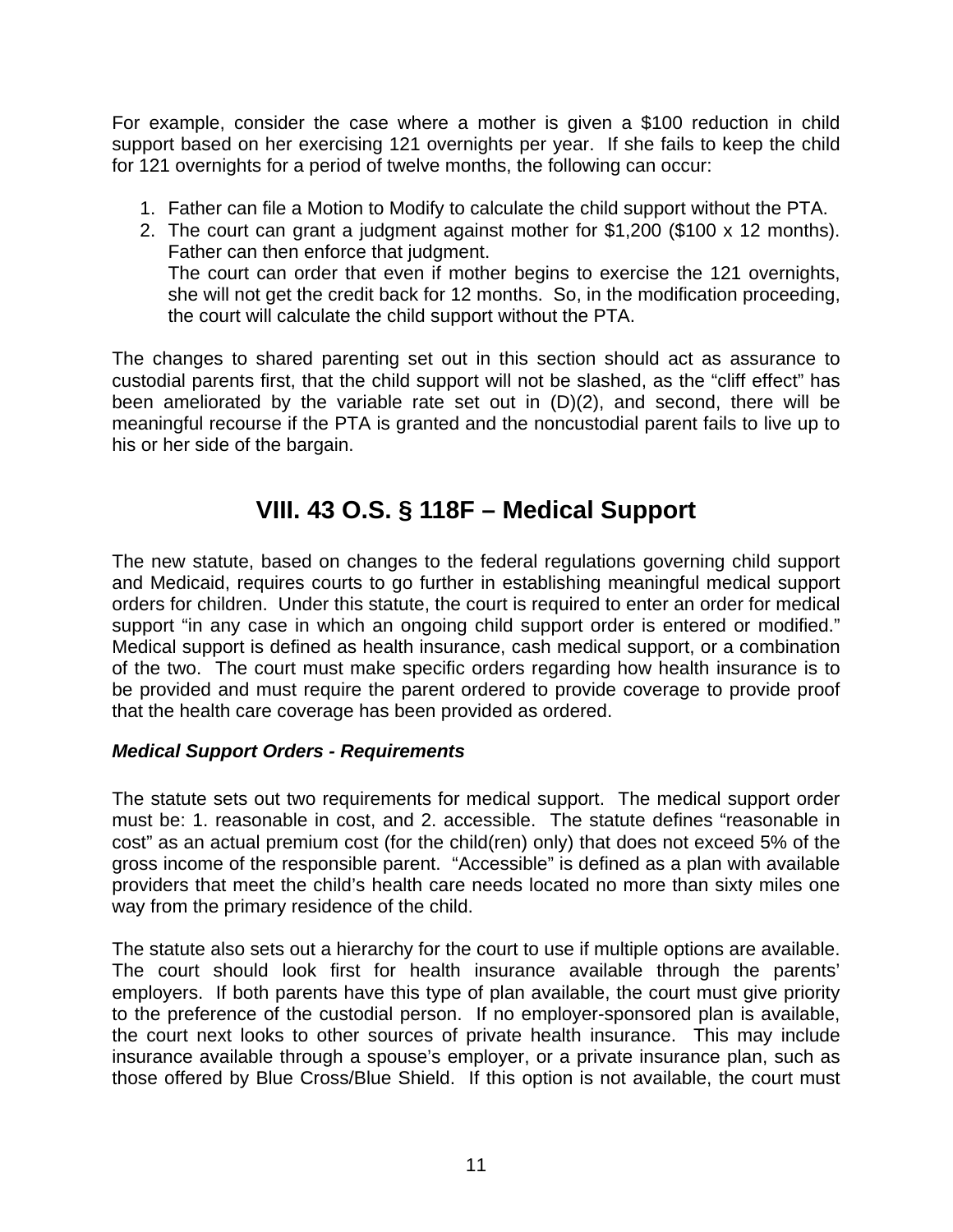For example, consider the case where a mother is given a $100 reduction in child support based on her exercising 121 overnights per year. If she fails to keep the child for 121 overnights for a period of twelve months, the following can occur:

1. Father can file a Motion to Modify to calculate the child support without the PTA.
2. The court can grant a judgment against mother for $1,200 ($100 x 12 months). Father can then enforce that judgment.
   The court can order that even if mother begins to exercise the 121 overnights, she will not get the credit back for 12 months. So, in the modification proceeding, the court will calculate the child support without the PTA.

The changes to shared parenting set out in this section should act as assurance to custodial parents first, that the child support will not be slashed, as the "cliff effect" has been ameliorated by the variable rate set out in (D)(2), and second, there will be meaningful recourse if the PTA is granted and the noncustodial parent fails to live up to his or her side of the bargain.

## VIII. 43 O.S. § 118F – Medical Support

The new statute, based on changes to the federal regulations governing child support and Medicaid, requires courts to go further in establishing meaningful medical support orders for children. Under this statute, the court is required to enter an order for medical support "in any case in which an ongoing child support order is entered or modified." Medical support is defined as health insurance, cash medical support, or a combination of the two. The court must make specific orders regarding how health insurance is to be provided and must require the parent ordered to provide coverage to provide proof that the health care coverage has been provided as ordered.

***Medical Support Orders - Requirements***

The statute sets out two requirements for medical support. The medical support order must be: 1. reasonable in cost, and 2. accessible. The statute defines "reasonable in cost" as an actual premium cost (for the child(ren) only) that does not exceed 5% of the gross income of the responsible parent. "Accessible" is defined as a plan with available providers that meet the child's health care needs located no more than sixty miles one way from the primary residence of the child.

The statute also sets out a hierarchy for the court to use if multiple options are available. The court should look first for health insurance available through the parents' employers. If both parents have this type of plan available, the court must give priority to the preference of the custodial person. If no employer-sponsored plan is available, the court next looks to other sources of private health insurance. This may include insurance available through a spouse's employer, or a private insurance plan, such as those offered by Blue Cross/Blue Shield. If this option is not available, the court must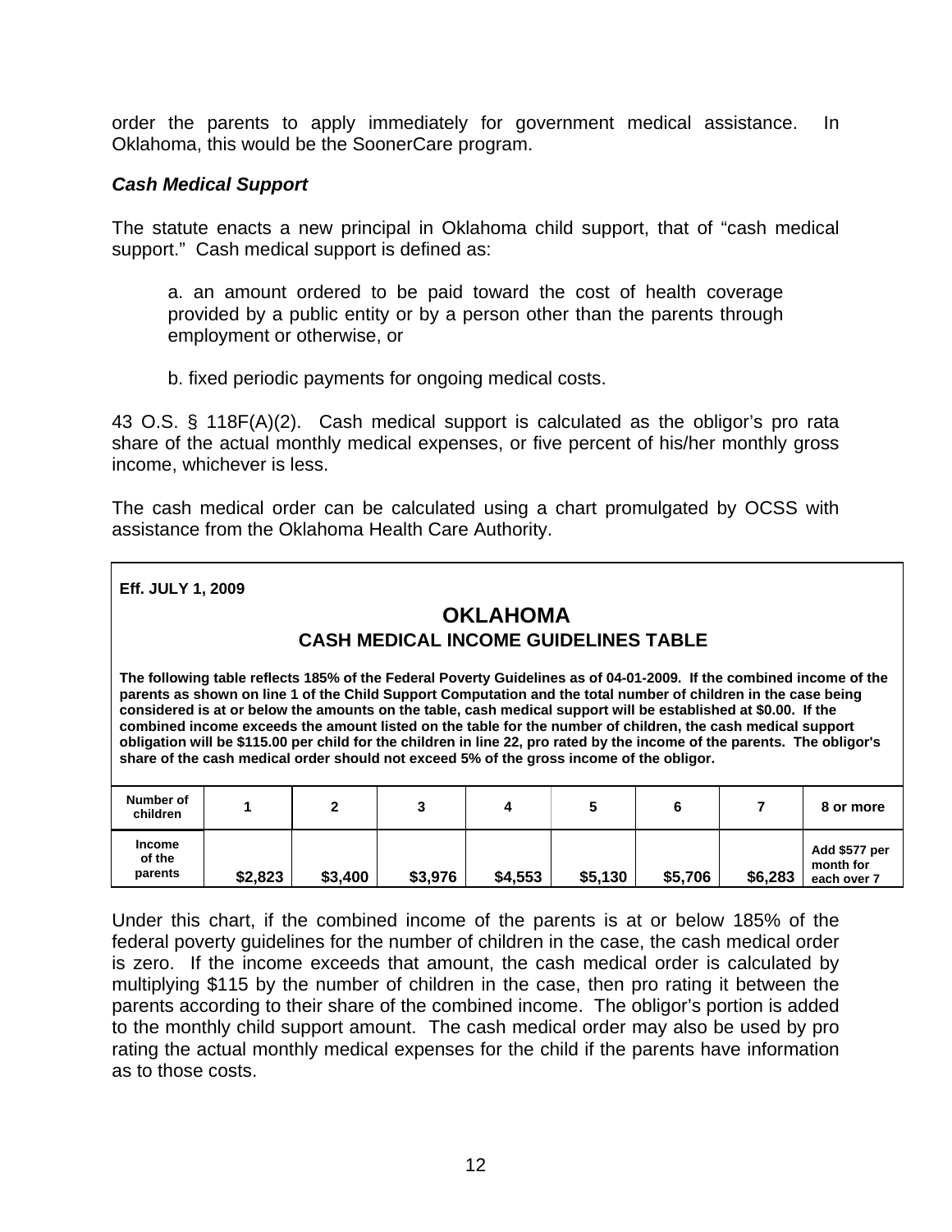order the parents to apply immediately for government medical assistance. In Oklahoma, this would be the SoonerCare program.

### *Cash Medical Support*

The statute enacts a new principal in Oklahoma child support, that of "cash medical support." Cash medical support is defined as:

> a. an amount ordered to be paid toward the cost of health coverage provided by a public entity or by a person other than the parents through employment or otherwise, or
>
> b. fixed periodic payments for ongoing medical costs.

43 O.S. § 118F(A)(2). Cash medical support is calculated as the obligor's pro rata share of the actual monthly medical expenses, or five percent of his/her monthly gross income, whichever is less.

The cash medical order can be calculated using a chart promulgated by OCSS with assistance from the Oklahoma Health Care Authority.

**Eff. JULY 1, 2009**

**OKLAHOMA**

**CASH MEDICAL INCOME GUIDELINES TABLE**

**The following table reflects 185% of the Federal Poverty Guidelines as of 04-01-2009. If the combined income of the parents as shown on line 1 of the Child Support Computation and the total number of children in the case being considered is at or below the amounts on the table, cash medical support will be established at $0.00. If the combined income exceeds the amount listed on the table for the number of children, the cash medical support obligation will be $115.00 per child for the children in line 22, pro rated by the income of the parents. The obligor's share of the cash medical order should not exceed 5% of the gross income of the obligor.**

| Number of children | 1 | 2 | 3 | 4 | 5 | 6 | 7 | 8 or more |
|---|---|---|---|---|---|---|---|---|
| Income of the parents | $2,823 | $3,400 | $3,976 | $4,553 | $5,130 | $5,706 | $6,283 | Add $577 per month for each over 7 |

Under this chart, if the combined income of the parents is at or below 185% of the federal poverty guidelines for the number of children in the case, the cash medical order is zero. If the income exceeds that amount, the cash medical order is calculated by multiplying $115 by the number of children in the case, then pro rating it between the parents according to their share of the combined income. The obligor's portion is added to the monthly child support amount. The cash medical order may also be used by pro rating the actual monthly medical expenses for the child if the parents have information as to those costs.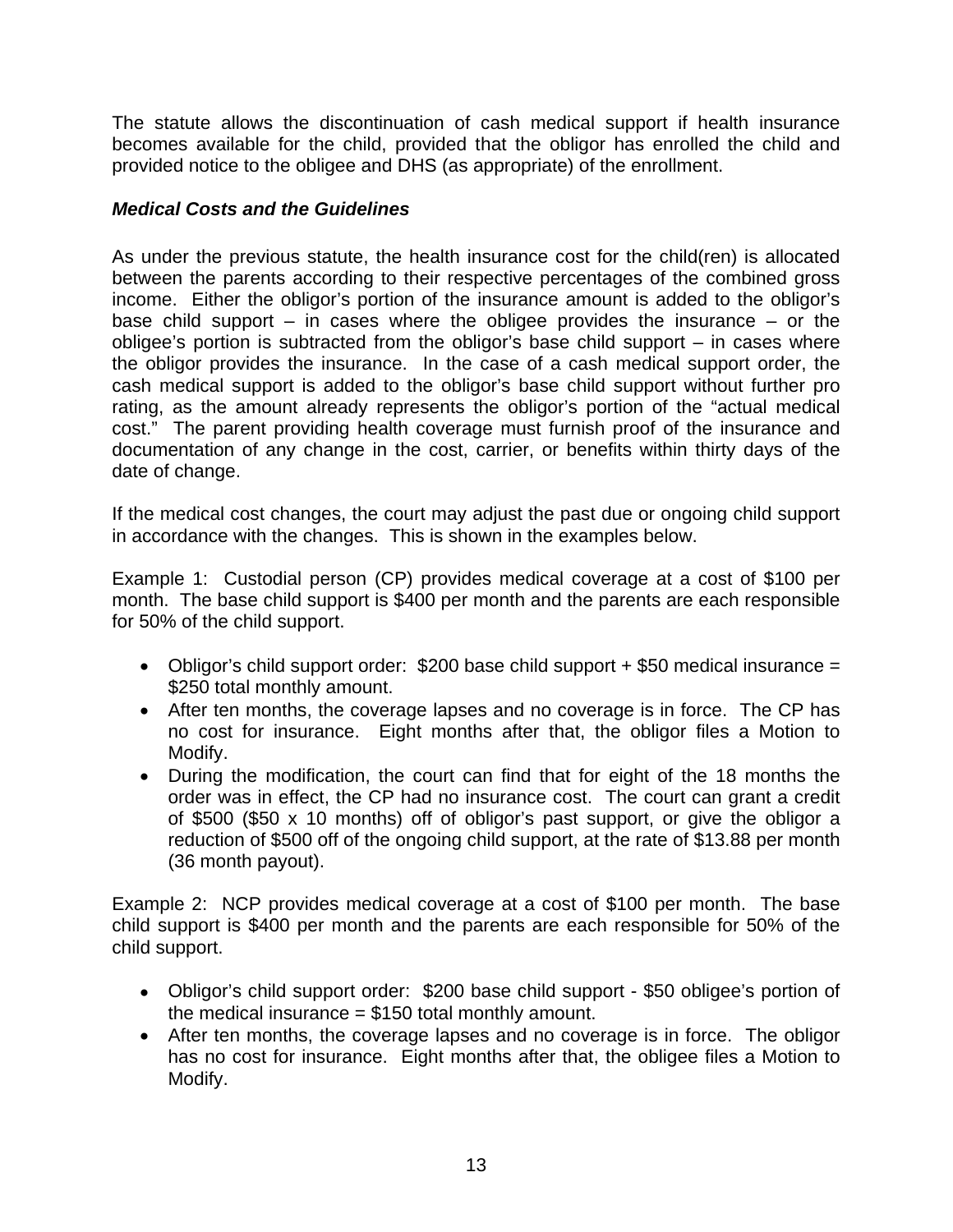The statute allows the discontinuation of cash medical support if health insurance becomes available for the child, provided that the obligor has enrolled the child and provided notice to the obligee and DHS (as appropriate) of the enrollment.

***Medical Costs and the Guidelines***

As under the previous statute, the health insurance cost for the child(ren) is allocated between the parents according to their respective percentages of the combined gross income. Either the obligor's portion of the insurance amount is added to the obligor's base child support – in cases where the obligee provides the insurance – or the obligee's portion is subtracted from the obligor's base child support – in cases where the obligor provides the insurance. In the case of a cash medical support order, the cash medical support is added to the obligor's base child support without further pro rating, as the amount already represents the obligor's portion of the "actual medical cost." The parent providing health coverage must furnish proof of the insurance and documentation of any change in the cost, carrier, or benefits within thirty days of the date of change.

If the medical cost changes, the court may adjust the past due or ongoing child support in accordance with the changes. This is shown in the examples below.

Example 1: Custodial person (CP) provides medical coverage at a cost of $100 per month. The base child support is $400 per month and the parents are each responsible for 50% of the child support.

- Obligor's child support order: $200 base child support + $50 medical insurance = $250 total monthly amount.
- After ten months, the coverage lapses and no coverage is in force. The CP has no cost for insurance. Eight months after that, the obligor files a Motion to Modify.
- During the modification, the court can find that for eight of the 18 months the order was in effect, the CP had no insurance cost. The court can grant a credit of $500 ($50 x 10 months) off of obligor's past support, or give the obligor a reduction of $500 off of the ongoing child support, at the rate of $13.88 per month (36 month payout).

Example 2: NCP provides medical coverage at a cost of $100 per month. The base child support is $400 per month and the parents are each responsible for 50% of the child support.

- Obligor's child support order: $200 base child support - $50 obligee's portion of the medical insurance = $150 total monthly amount.
- After ten months, the coverage lapses and no coverage is in force. The obligor has no cost for insurance. Eight months after that, the obligee files a Motion to Modify.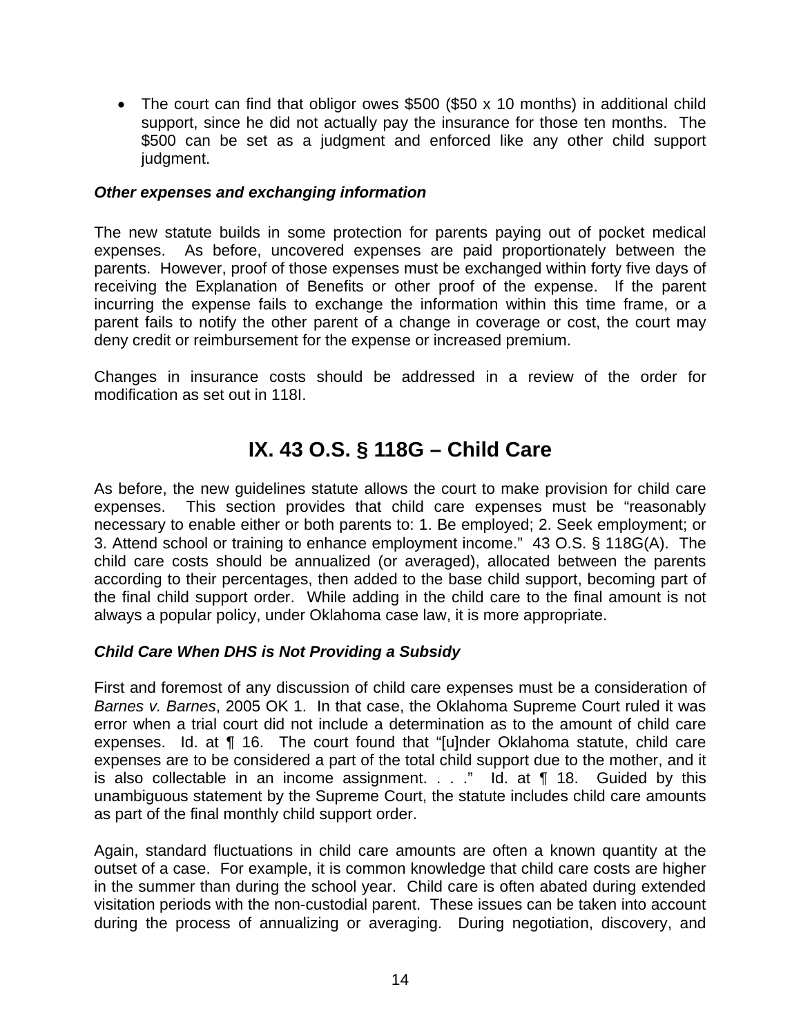- The court can find that obligor owes $500 ($50 x 10 months) in additional child support, since he did not actually pay the insurance for those ten months. The $500 can be set as a judgment and enforced like any other child support judgment.

***Other expenses and exchanging information***

The new statute builds in some protection for parents paying out of pocket medical expenses. As before, uncovered expenses are paid proportionately between the parents. However, proof of those expenses must be exchanged within forty five days of receiving the Explanation of Benefits or other proof of the expense. If the parent incurring the expense fails to exchange the information within this time frame, or a parent fails to notify the other parent of a change in coverage or cost, the court may deny credit or reimbursement for the expense or increased premium.

Changes in insurance costs should be addressed in a review of the order for modification as set out in 118I.

## IX. 43 O.S. § 118G – Child Care

As before, the new guidelines statute allows the court to make provision for child care expenses. This section provides that child care expenses must be "reasonably necessary to enable either or both parents to: 1. Be employed; 2. Seek employment; or 3. Attend school or training to enhance employment income." 43 O.S. § 118G(A). The child care costs should be annualized (or averaged), allocated between the parents according to their percentages, then added to the base child support, becoming part of the final child support order. While adding in the child care to the final amount is not always a popular policy, under Oklahoma case law, it is more appropriate.

***Child Care When DHS is Not Providing a Subsidy***

First and foremost of any discussion of child care expenses must be a consideration of *Barnes v. Barnes*, 2005 OK 1. In that case, the Oklahoma Supreme Court ruled it was error when a trial court did not include a determination as to the amount of child care expenses. Id. at ¶ 16. The court found that "[u]nder Oklahoma statute, child care expenses are to be considered a part of the total child support due to the mother, and it is also collectable in an income assignment. . . ." Id. at ¶ 18. Guided by this unambiguous statement by the Supreme Court, the statute includes child care amounts as part of the final monthly child support order.

Again, standard fluctuations in child care amounts are often a known quantity at the outset of a case. For example, it is common knowledge that child care costs are higher in the summer than during the school year. Child care is often abated during extended visitation periods with the non-custodial parent. These issues can be taken into account during the process of annualizing or averaging. During negotiation, discovery, and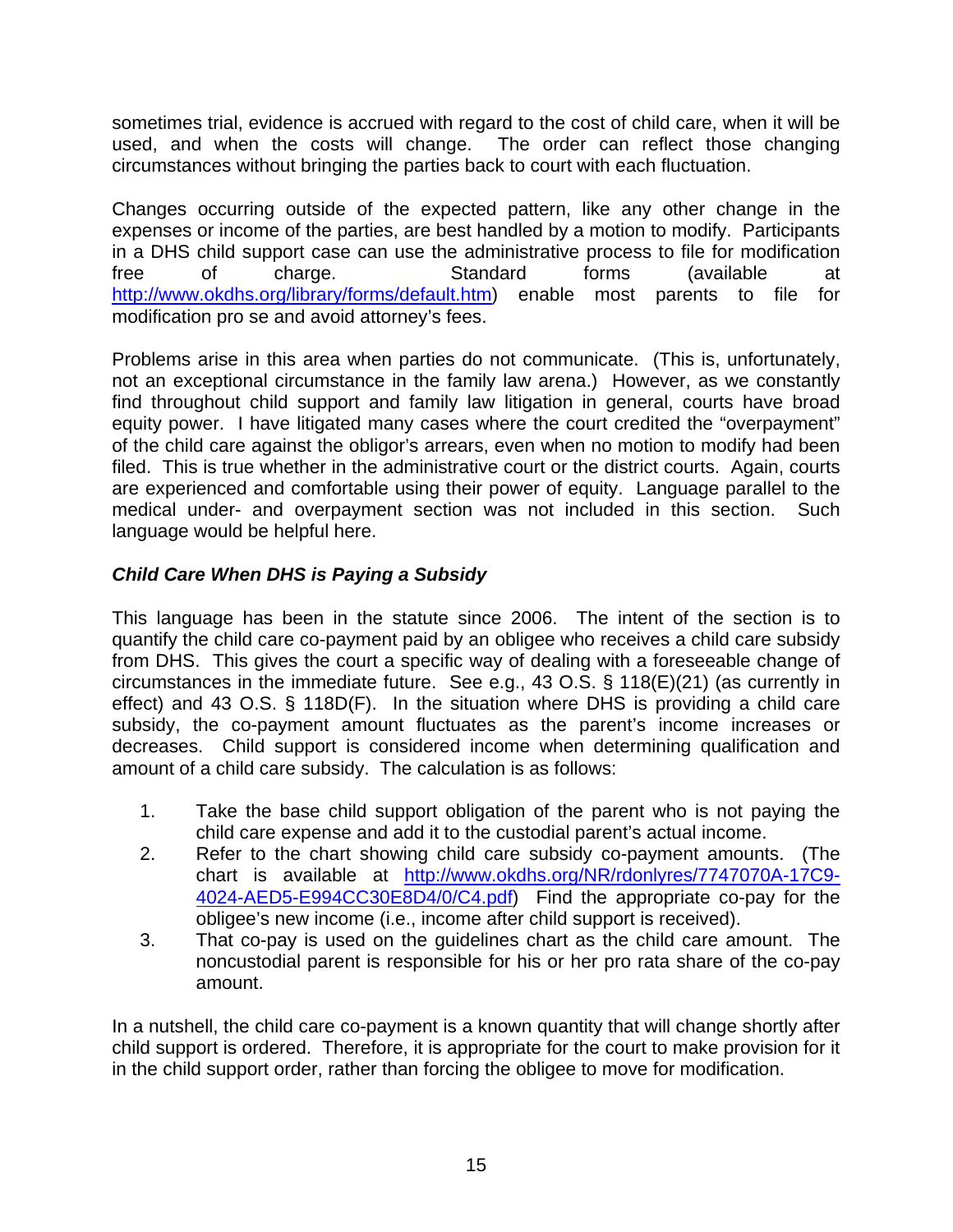sometimes trial, evidence is accrued with regard to the cost of child care, when it will be used, and when the costs will change. The order can reflect those changing circumstances without bringing the parties back to court with each fluctuation.

Changes occurring outside of the expected pattern, like any other change in the expenses or income of the parties, are best handled by a motion to modify. Participants in a DHS child support case can use the administrative process to file for modification free of charge. Standard forms (available at http://www.okdhs.org/library/forms/default.htm) enable most parents to file for modification pro se and avoid attorney's fees.

Problems arise in this area when parties do not communicate. (This is, unfortunately, not an exceptional circumstance in the family law arena.) However, as we constantly find throughout child support and family law litigation in general, courts have broad equity power. I have litigated many cases where the court credited the "overpayment" of the child care against the obligor's arrears, even when no motion to modify had been filed. This is true whether in the administrative court or the district courts. Again, courts are experienced and comfortable using their power of equity. Language parallel to the medical under- and overpayment section was not included in this section. Such language would be helpful here.

***Child Care When DHS is Paying a Subsidy***

This language has been in the statute since 2006. The intent of the section is to quantify the child care co-payment paid by an obligee who receives a child care subsidy from DHS. This gives the court a specific way of dealing with a foreseeable change of circumstances in the immediate future. See e.g., 43 O.S. § 118(E)(21) (as currently in effect) and 43 O.S. § 118D(F). In the situation where DHS is providing a child care subsidy, the co-payment amount fluctuates as the parent's income increases or decreases. Child support is considered income when determining qualification and amount of a child care subsidy. The calculation is as follows:

1. Take the base child support obligation of the parent who is not paying the child care expense and add it to the custodial parent's actual income.
2. Refer to the chart showing child care subsidy co-payment amounts. (The chart is available at http://www.okdhs.org/NR/rdonlyres/7747070A-17C9-4024-AED5-E994CC30E8D4/0/C4.pdf) Find the appropriate co-pay for the obligee's new income (i.e., income after child support is received).
3. That co-pay is used on the guidelines chart as the child care amount. The noncustodial parent is responsible for his or her pro rata share of the co-pay amount.

In a nutshell, the child care co-payment is a known quantity that will change shortly after child support is ordered. Therefore, it is appropriate for the court to make provision for it in the child support order, rather than forcing the obligee to move for modification.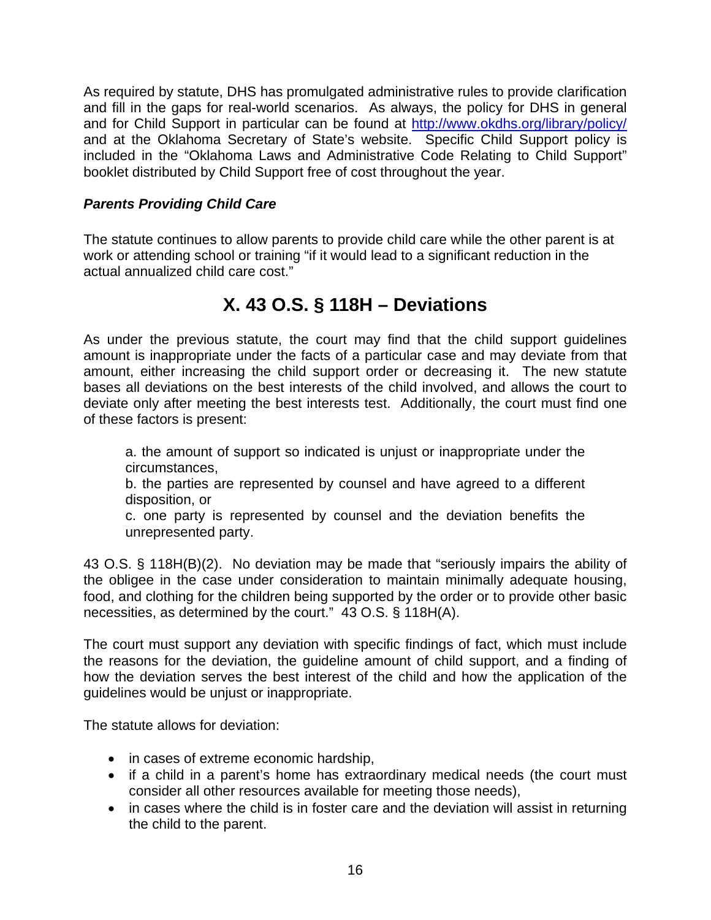As required by statute, DHS has promulgated administrative rules to provide clarification and fill in the gaps for real-world scenarios. As always, the policy for DHS in general and for Child Support in particular can be found at http://www.okdhs.org/library/policy/ and at the Oklahoma Secretary of State's website. Specific Child Support policy is included in the "Oklahoma Laws and Administrative Code Relating to Child Support" booklet distributed by Child Support free of cost throughout the year.

***Parents Providing Child Care***

The statute continues to allow parents to provide child care while the other parent is at work or attending school or training "if it would lead to a significant reduction in the actual annualized child care cost."

## X. 43 O.S. § 118H – Deviations

As under the previous statute, the court may find that the child support guidelines amount is inappropriate under the facts of a particular case and may deviate from that amount, either increasing the child support order or decreasing it. The new statute bases all deviations on the best interests of the child involved, and allows the court to deviate only after meeting the best interests test. Additionally, the court must find one of these factors is present:

> a. the amount of support so indicated is unjust or inappropriate under the circumstances,
> b. the parties are represented by counsel and have agreed to a different disposition, or
> c. one party is represented by counsel and the deviation benefits the unrepresented party.

43 O.S. § 118H(B)(2). No deviation may be made that "seriously impairs the ability of the obligee in the case under consideration to maintain minimally adequate housing, food, and clothing for the children being supported by the order or to provide other basic necessities, as determined by the court." 43 O.S. § 118H(A).

The court must support any deviation with specific findings of fact, which must include the reasons for the deviation, the guideline amount of child support, and a finding of how the deviation serves the best interest of the child and how the application of the guidelines would be unjust or inappropriate.

The statute allows for deviation:

- in cases of extreme economic hardship,
- if a child in a parent's home has extraordinary medical needs (the court must consider all other resources available for meeting those needs),
- in cases where the child is in foster care and the deviation will assist in returning the child to the parent.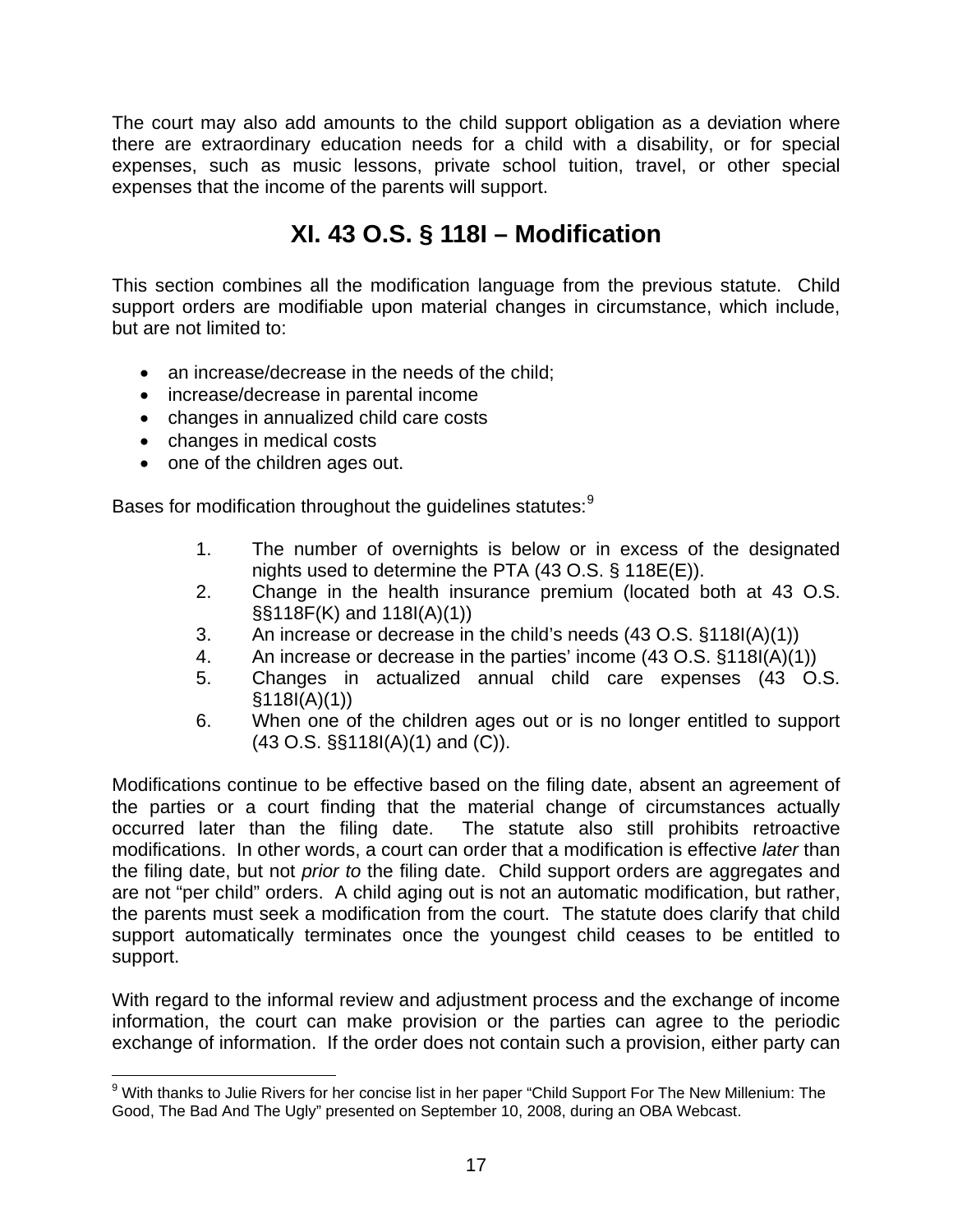The court may also add amounts to the child support obligation as a deviation where there are extraordinary education needs for a child with a disability, or for special expenses, such as music lessons, private school tuition, travel, or other special expenses that the income of the parents will support.

## XI. 43 O.S. § 118I – Modification

This section combines all the modification language from the previous statute. Child support orders are modifiable upon material changes in circumstance, which include, but are not limited to:

- an increase/decrease in the needs of the child;
- increase/decrease in parental income
- changes in annualized child care costs
- changes in medical costs
- one of the children ages out.

Bases for modification throughout the guidelines statutes:[9]

1. The number of overnights is below or in excess of the designated nights used to determine the PTA (43 O.S. § 118E(E)).
2. Change in the health insurance premium (located both at 43 O.S. §§118F(K) and 118I(A)(1))
3. An increase or decrease in the child's needs (43 O.S. §118I(A)(1))
4. An increase or decrease in the parties' income (43 O.S. §118I(A)(1))
5. Changes in actualized annual child care expenses (43 O.S. §118I(A)(1))
6. When one of the children ages out or is no longer entitled to support (43 O.S. §§118I(A)(1) and (C)).

Modifications continue to be effective based on the filing date, absent an agreement of the parties or a court finding that the material change of circumstances actually occurred later than the filing date. The statute also still prohibits retroactive modifications. In other words, a court can order that a modification is effective *later* than the filing date, but not *prior to* the filing date. Child support orders are aggregates and are not "per child" orders. A child aging out is not an automatic modification, but rather, the parents must seek a modification from the court. The statute does clarify that child support automatically terminates once the youngest child ceases to be entitled to support.

With regard to the informal review and adjustment process and the exchange of income information, the court can make provision or the parties can agree to the periodic exchange of information. If the order does not contain such a provision, either party can

---

[9] With thanks to Julie Rivers for her concise list in her paper "Child Support For The New Millenium: The Good, The Bad And The Ugly" presented on September 10, 2008, during an OBA Webcast.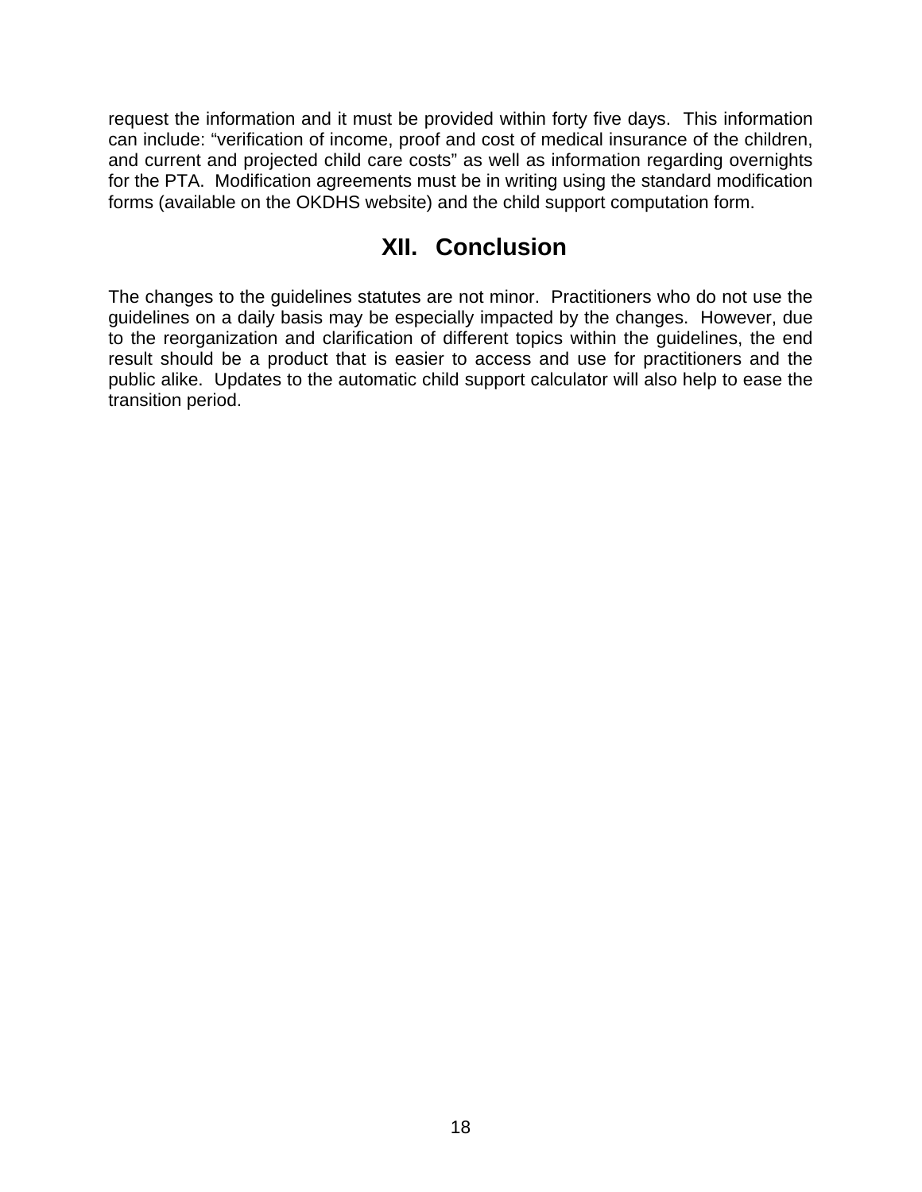request the information and it must be provided within forty five days. This information can include: "verification of income, proof and cost of medical insurance of the children, and current and projected child care costs" as well as information regarding overnights for the PTA. Modification agreements must be in writing using the standard modification forms (available on the OKDHS website) and the child support computation form.

## XII. Conclusion

The changes to the guidelines statutes are not minor. Practitioners who do not use the guidelines on a daily basis may be especially impacted by the changes. However, due to the reorganization and clarification of different topics within the guidelines, the end result should be a product that is easier to access and use for practitioners and the public alike. Updates to the automatic child support calculator will also help to ease the transition period.